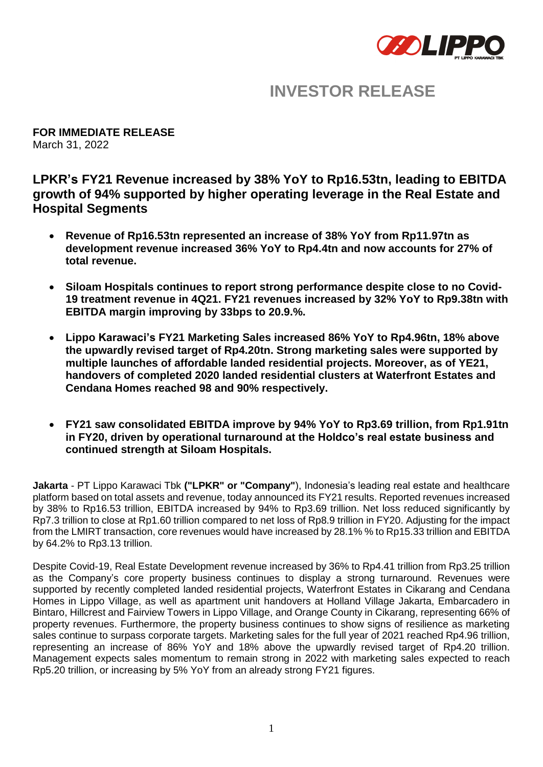# INVESTOR RELEASE

**FOR IMMEDIATE RELEASE**
March 31, 2022

## LPKR's FY21 Revenue increased by 38% YoY to Rp16.53tn, leading to EBITDA growth of 94% supported by higher operating leverage in the Real Estate and Hospital Segments

- **Revenue of Rp16.53tn represented an increase of 38% YoY from Rp11.97tn as development revenue increased 36% YoY to Rp4.4tn and now accounts for 27% of total revenue.**

- **Siloam Hospitals continues to report strong performance despite close to no Covid-19 treatment revenue in 4Q21. FY21 revenues increased by 32% YoY to Rp9.38tn with EBITDA margin improving by 33bps to 20.9.%.**

- **Lippo Karawaci's FY21 Marketing Sales increased 86% YoY to Rp4.96tn, 18% above the upwardly revised target of Rp4.20tn. Strong marketing sales were supported by multiple launches of affordable landed residential projects. Moreover, as of YE21, handovers of completed 2020 landed residential clusters at Waterfront Estates and Cendana Homes reached 98 and 90% respectively.**

- **FY21 saw consolidated EBITDA improve by 94% YoY to Rp3.69 trillion, from Rp1.91tn in FY20, driven by operational turnaround at the Holdco's real estate business and continued strength at Siloam Hospitals.**

**Jakarta** - PT Lippo Karawaci Tbk **("LPKR" or "Company"**), Indonesia's leading real estate and healthcare platform based on total assets and revenue, today announced its FY21 results. Reported revenues increased by 38% to Rp16.53 trillion, EBITDA increased by 94% to Rp3.69 trillion. Net loss reduced significantly by Rp7.3 trillion to close at Rp1.60 trillion compared to net loss of Rp8.9 trillion in FY20. Adjusting for the impact from the LMIRT transaction, core revenues would have increased by 28.1% % to Rp15.33 trillion and EBITDA by 64.2% to Rp3.13 trillion.

Despite Covid-19, Real Estate Development revenue increased by 36% to Rp4.41 trillion from Rp3.25 trillion as the Company's core property business continues to display a strong turnaround. Revenues were supported by recently completed landed residential projects, Waterfront Estates in Cikarang and Cendana Homes in Lippo Village, as well as apartment unit handovers at Holland Village Jakarta, Embarcadero in Bintaro, Hillcrest and Fairview Towers in Lippo Village, and Orange County in Cikarang, representing 66% of property revenues. Furthermore, the property business continues to show signs of resilience as marketing sales continue to surpass corporate targets. Marketing sales for the full year of 2021 reached Rp4.96 trillion, representing an increase of 86% YoY and 18% above the upwardly revised target of Rp4.20 trillion. Management expects sales momentum to remain strong in 2022 with marketing sales expected to reach Rp5.20 trillion, or increasing by 5% YoY from an already strong FY21 figures.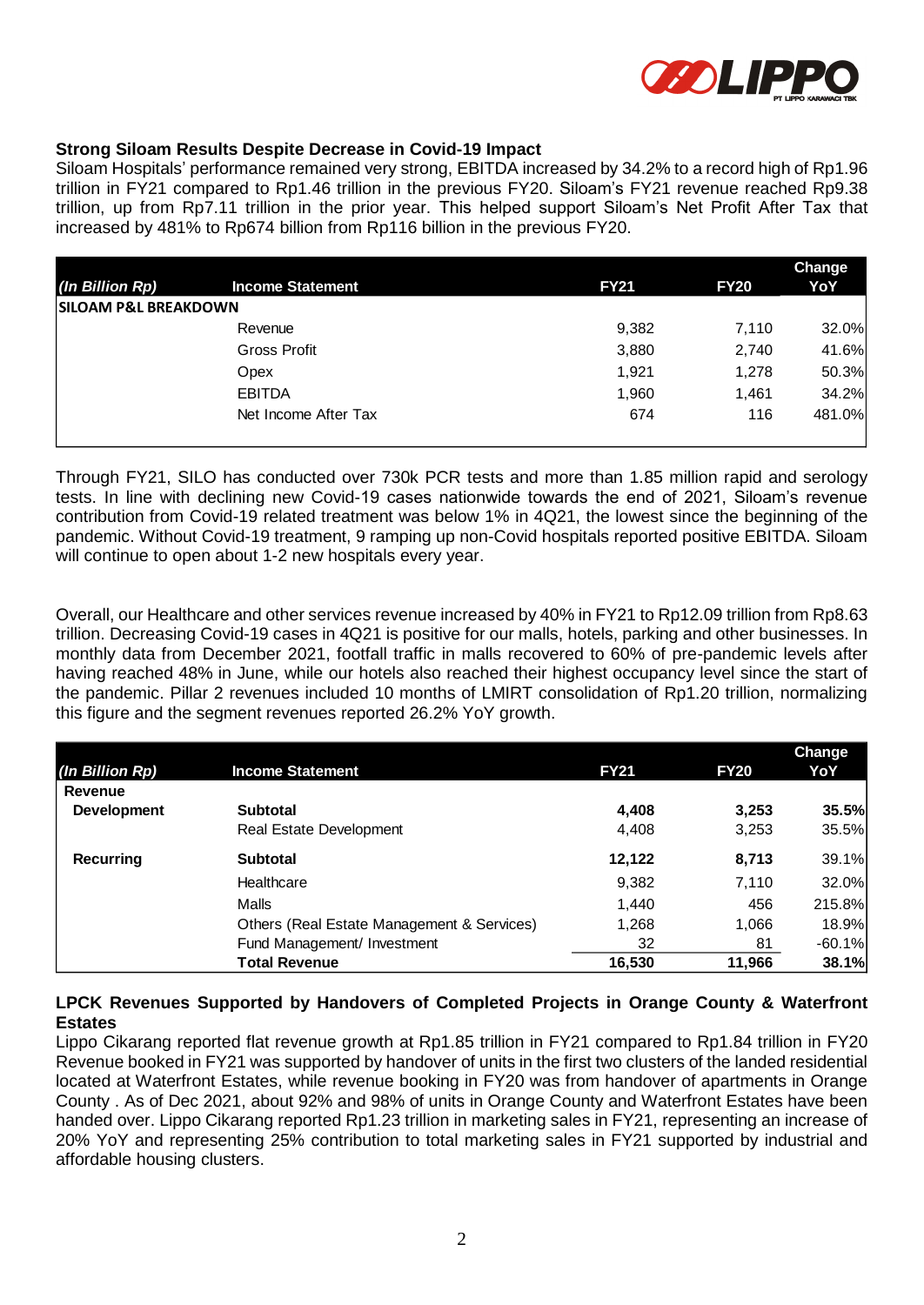### Strong Siloam Results Despite Decrease in Covid-19 Impact

Siloam Hospitals' performance remained very strong, EBITDA increased by 34.2% to a record high of Rp1.96 trillion in FY21 compared to Rp1.46 trillion in the previous FY20. Siloam's FY21 revenue reached Rp9.38 trillion, up from Rp7.11 trillion in the prior year. This helped support Siloam's Net Profit After Tax that increased by 481% to Rp674 billion from Rp116 billion in the previous FY20.

| *(In Billion Rp)* | Income Statement | FY21 | FY20 | Change YoY |
|---|---|---|---|---|
| **SILOAM P&L BREAKDOWN** | | | | |
| | Revenue | 9,382 | 7,110 | 32.0% |
| | Gross Profit | 3,880 | 2,740 | 41.6% |
| | Opex | 1,921 | 1,278 | 50.3% |
| | EBITDA | 1,960 | 1,461 | 34.2% |
| | Net Income After Tax | 674 | 116 | 481.0% |

Through FY21, SILO has conducted over 730k PCR tests and more than 1.85 million rapid and serology tests. In line with declining new Covid-19 cases nationwide towards the end of 2021, Siloam's revenue contribution from Covid-19 related treatment was below 1% in 4Q21, the lowest since the beginning of the pandemic. Without Covid-19 treatment, 9 ramping up non-Covid hospitals reported positive EBITDA. Siloam will continue to open about 1-2 new hospitals every year.

Overall, our Healthcare and other services revenue increased by 40% in FY21 to Rp12.09 trillion from Rp8.63 trillion. Decreasing Covid-19 cases in 4Q21 is positive for our malls, hotels, parking and other businesses. In monthly data from December 2021, footfall traffic in malls recovered to 60% of pre-pandemic levels after having reached 48% in June, while our hotels also reached their highest occupancy level since the start of the pandemic. Pillar 2 revenues included 10 months of LMIRT consolidation of Rp1.20 trillion, normalizing this figure and the segment revenues reported 26.2% YoY growth.

| *(In Billion Rp)* | Income Statement | FY21 | FY20 | Change YoY |
|---|---|---|---|---|
| **Revenue** | | | | |
| **Development** | **Subtotal** | **4,408** | **3,253** | **35.5%** |
| | Real Estate Development | 4,408 | 3,253 | 35.5% |
| **Recurring** | **Subtotal** | **12,122** | **8,713** | 39.1% |
| | Healthcare | 9,382 | 7,110 | 32.0% |
| | Malls | 1,440 | 456 | 215.8% |
| | Others (Real Estate Management & Services) | 1,268 | 1,066 | 18.9% |
| | Fund Management/ Investment | 32 | 81 | -60.1% |
| | **Total Revenue** | **16,530** | **11,966** | **38.1%** |

### LPCK Revenues Supported by Handovers of Completed Projects in Orange County & Waterfront Estates

Lippo Cikarang reported flat revenue growth at Rp1.85 trillion in FY21 compared to Rp1.84 trillion in FY20 Revenue booked in FY21 was supported by handover of units in the first two clusters of the landed residential located at Waterfront Estates, while revenue booking in FY20 was from handover of apartments in Orange County . As of Dec 2021, about 92% and 98% of units in Orange County and Waterfront Estates have been handed over. Lippo Cikarang reported Rp1.23 trillion in marketing sales in FY21, representing an increase of 20% YoY and representing 25% contribution to total marketing sales in FY21 supported by industrial and affordable housing clusters.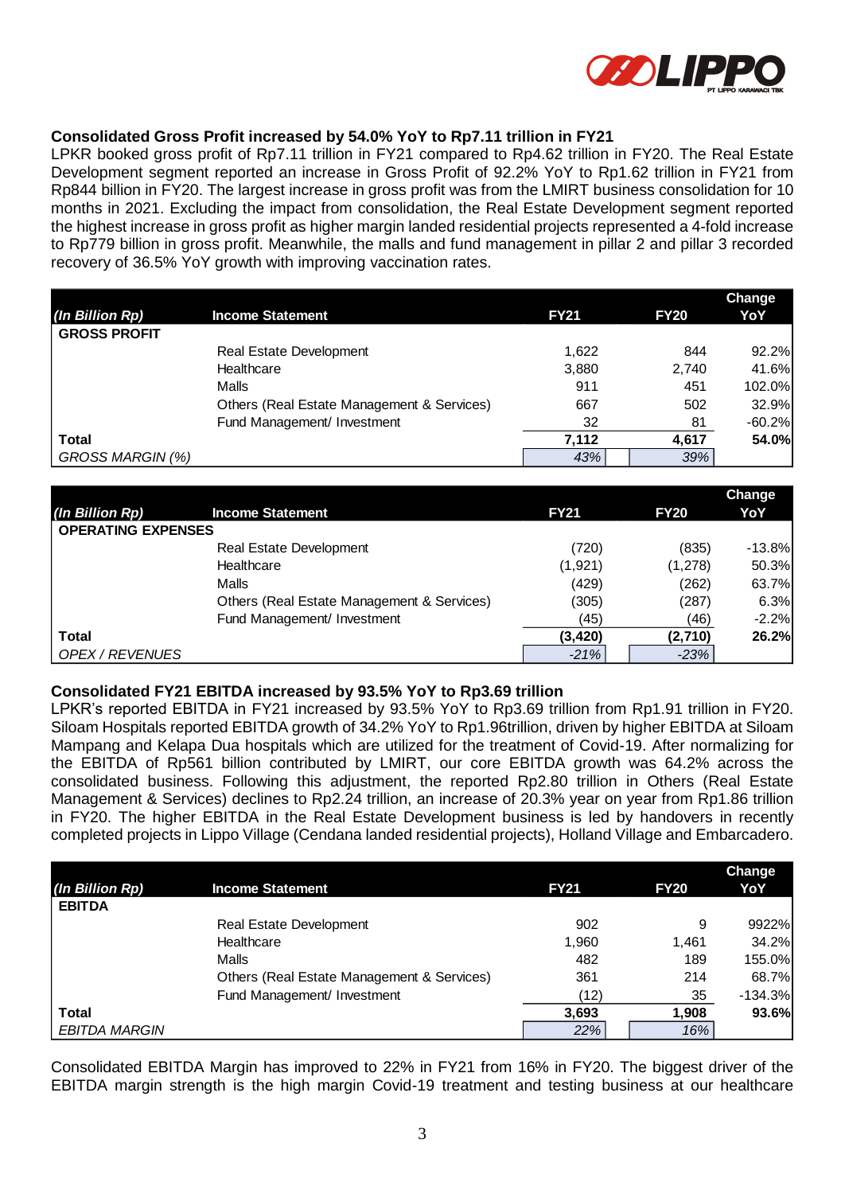## Consolidated Gross Profit increased by 54.0% YoY to Rp7.11 trillion in FY21

LPKR booked gross profit of Rp7.11 trillion in FY21 compared to Rp4.62 trillion in FY20. The Real Estate Development segment reported an increase in Gross Profit of 92.2% YoY to Rp1.62 trillion in FY21 from Rp844 billion in FY20. The largest increase in gross profit was from the LMIRT business consolidation for 10 months in 2021. Excluding the impact from consolidation, the Real Estate Development segment reported the highest increase in gross profit as higher margin landed residential projects represented a 4-fold increase to Rp779 billion in gross profit. Meanwhile, the malls and fund management in pillar 2 and pillar 3 recorded recovery of 36.5% YoY growth with improving vaccination rates.

| *(In Billion Rp)* | Income Statement | FY21 | FY20 | Change YoY |
|---|---|---|---|---|
| **GROSS PROFIT** | | | | |
| | Real Estate Development | 1,622 | 844 | 92.2% |
| | Healthcare | 3,880 | 2,740 | 41.6% |
| | Malls | 911 | 451 | 102.0% |
| | Others (Real Estate Management & Services) | 667 | 502 | 32.9% |
| | Fund Management/ Investment | 32 | 81 | -60.2% |
| **Total** | | **7,112** | **4,617** | **54.0%** |
| *GROSS MARGIN (%)* | | *43%* | *39%* | |

| *(In Billion Rp)* | Income Statement | FY21 | FY20 | Change YoY |
|---|---|---|---|---|
| **OPERATING EXPENSES** | | | | |
| | Real Estate Development | (720) | (835) | -13.8% |
| | Healthcare | (1,921) | (1,278) | 50.3% |
| | Malls | (429) | (262) | 63.7% |
| | Others (Real Estate Management & Services) | (305) | (287) | 6.3% |
| | Fund Management/ Investment | (45) | (46) | -2.2% |
| **Total** | | **(3,420)** | **(2,710)** | **26.2%** |
| *OPEX / REVENUES* | | *-21%* | *-23%* | |

## Consolidated FY21 EBITDA increased by 93.5% YoY to Rp3.69 trillion

LPKR's reported EBITDA in FY21 increased by 93.5% YoY to Rp3.69 trillion from Rp1.91 trillion in FY20. Siloam Hospitals reported EBITDA growth of 34.2% YoY to Rp1.96trillion, driven by higher EBITDA at Siloam Mampang and Kelapa Dua hospitals which are utilized for the treatment of Covid-19. After normalizing for the EBITDA of Rp561 billion contributed by LMIRT, our core EBITDA growth was 64.2% across the consolidated business. Following this adjustment, the reported Rp2.80 trillion in Others (Real Estate Management & Services) declines to Rp2.24 trillion, an increase of 20.3% year on year from Rp1.86 trillion in FY20. The higher EBITDA in the Real Estate Development business is led by handovers in recently completed projects in Lippo Village (Cendana landed residential projects), Holland Village and Embarcadero.

| *(In Billion Rp)* | Income Statement | FY21 | FY20 | Change YoY |
|---|---|---|---|---|
| **EBITDA** | | | | |
| | Real Estate Development | 902 | 9 | 9922% |
| | Healthcare | 1,960 | 1,461 | 34.2% |
| | Malls | 482 | 189 | 155.0% |
| | Others (Real Estate Management & Services) | 361 | 214 | 68.7% |
| | Fund Management/ Investment | (12) | 35 | -134.3% |
| **Total** | | **3,693** | **1,908** | **93.6%** |
| *EBITDA MARGIN* | | *22%* | *16%* | |

Consolidated EBITDA Margin has improved to 22% in FY21 from 16% in FY20. The biggest driver of the EBITDA margin strength is the high margin Covid-19 treatment and testing business at our healthcare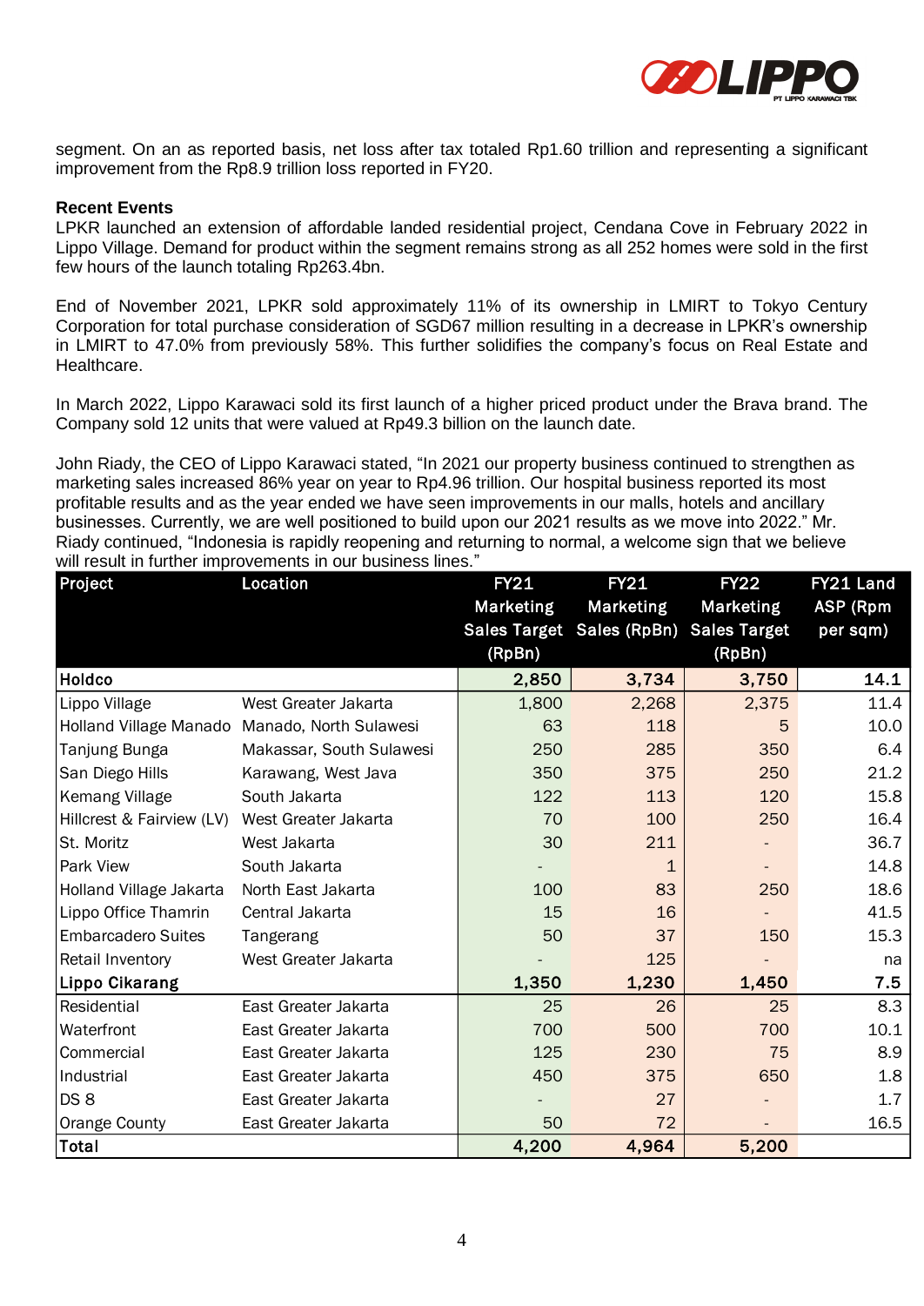segment. On an as reported basis, net loss after tax totaled Rp1.60 trillion and representing a significant improvement from the Rp8.9 trillion loss reported in FY20.

**Recent Events**

LPKR launched an extension of affordable landed residential project, Cendana Cove in February 2022 in Lippo Village. Demand for product within the segment remains strong as all 252 homes were sold in the first few hours of the launch totaling Rp263.4bn.

End of November 2021, LPKR sold approximately 11% of its ownership in LMIRT to Tokyo Century Corporation for total purchase consideration of SGD67 million resulting in a decrease in LPKR's ownership in LMIRT to 47.0% from previously 58%. This further solidifies the company's focus on Real Estate and Healthcare.

In March 2022, Lippo Karawaci sold its first launch of a higher priced product under the Brava brand. The Company sold 12 units that were valued at Rp49.3 billion on the launch date.

John Riady, the CEO of Lippo Karawaci stated, "In 2021 our property business continued to strengthen as marketing sales increased 86% year on year to Rp4.96 trillion. Our hospital business reported its most profitable results and as the year ended we have seen improvements in our malls, hotels and ancillary businesses. Currently, we are well positioned to build upon our 2021 results as we move into 2022." Mr. Riady continued, "Indonesia is rapidly reopening and returning to normal, a welcome sign that we believe will result in further improvements in our business lines."

| Project | Location | FY21 Marketing Sales Target (RpBn) | FY21 Marketing Sales (RpBn) | FY22 Marketing Sales Target (RpBn) | FY21 Land ASP (Rpm per sqm) |
|---|---|---|---|---|---|
| **Holdco** | | **2,850** | **3,734** | **3,750** | **14.1** |
| Lippo Village | West Greater Jakarta | 1,800 | 2,268 | 2,375 | 11.4 |
| Holland Village Manado | Manado, North Sulawesi | 63 | 118 | 5 | 10.0 |
| Tanjung Bunga | Makassar, South Sulawesi | 250 | 285 | 350 | 6.4 |
| San Diego Hills | Karawang, West Java | 350 | 375 | 250 | 21.2 |
| Kemang Village | South Jakarta | 122 | 113 | 120 | 15.8 |
| Hillcrest & Fairview (LV) | West Greater Jakarta | 70 | 100 | 250 | 16.4 |
| St. Moritz | West Jakarta | 30 | 211 | - | 36.7 |
| Park View | South Jakarta | - | 1 | - | 14.8 |
| Holland Village Jakarta | North East Jakarta | 100 | 83 | 250 | 18.6 |
| Lippo Office Thamrin | Central Jakarta | 15 | 16 | - | 41.5 |
| Embarcadero Suites | Tangerang | 50 | 37 | 150 | 15.3 |
| Retail Inventory | West Greater Jakarta | - | 125 | - | na |
| **Lippo Cikarang** | | **1,350** | **1,230** | **1,450** | **7.5** |
| Residential | East Greater Jakarta | 25 | 26 | 25 | 8.3 |
| Waterfront | East Greater Jakarta | 700 | 500 | 700 | 10.1 |
| Commercial | East Greater Jakarta | 125 | 230 | 75 | 8.9 |
| Industrial | East Greater Jakarta | 450 | 375 | 650 | 1.8 |
| DS 8 | East Greater Jakarta | - | 27 | - | 1.7 |
| Orange County | East Greater Jakarta | 50 | 72 | - | 16.5 |
| **Total** | | **4,200** | **4,964** | **5,200** | |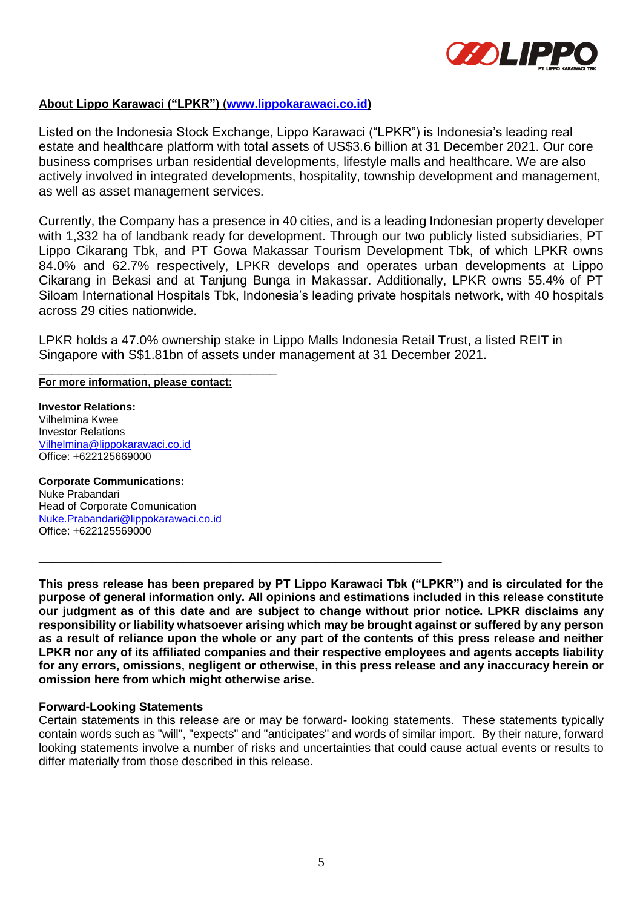**About Lippo Karawaci ("LPKR") (www.lippokarawaci.co.id)**

Listed on the Indonesia Stock Exchange, Lippo Karawaci ("LPKR") is Indonesia's leading real estate and healthcare platform with total assets of US$3.6 billion at 31 December 2021. Our core business comprises urban residential developments, lifestyle malls and healthcare. We are also actively involved in integrated developments, hospitality, township development and management, as well as asset management services.

Currently, the Company has a presence in 40 cities, and is a leading Indonesian property developer with 1,332 ha of landbank ready for development. Through our two publicly listed subsidiaries, PT Lippo Cikarang Tbk, and PT Gowa Makassar Tourism Development Tbk, of which LPKR owns 84.0% and 62.7% respectively, LPKR develops and operates urban developments at Lippo Cikarang in Bekasi and at Tanjung Bunga in Makassar. Additionally, LPKR owns 55.4% of PT Siloam International Hospitals Tbk, Indonesia's leading private hospitals network, with 40 hospitals across 29 cities nationwide.

LPKR holds a 47.0% ownership stake in Lippo Malls Indonesia Retail Trust, a listed REIT in Singapore with S$1.81bn of assets under management at 31 December 2021.

---

**For more information, please contact:**

**Investor Relations:**
Vilhelmina Kwee
Investor Relations
Vilhelmina@lippokarawaci.co.id
Office: +622125669000

**Corporate Communications:**
Nuke Prabandari
Head of Corporate Comunication
Nuke.Prabandari@lippokarawaci.co.id
Office: +622125569000

---

**This press release has been prepared by PT Lippo Karawaci Tbk ("LPKR") and is circulated for the purpose of general information only. All opinions and estimations included in this release constitute our judgment as of this date and are subject to change without prior notice. LPKR disclaims any responsibility or liability whatsoever arising which may be brought against or suffered by any person as a result of reliance upon the whole or any part of the contents of this press release and neither LPKR nor any of its affiliated companies and their respective employees and agents accepts liability for any errors, omissions, negligent or otherwise, in this press release and any inaccuracy herein or omission here from which might otherwise arise.**

**Forward-Looking Statements**

Certain statements in this release are or may be forward- looking statements. These statements typically contain words such as "will", "expects" and "anticipates" and words of similar import. By their nature, forward looking statements involve a number of risks and uncertainties that could cause actual events or results to differ materially from those described in this release.